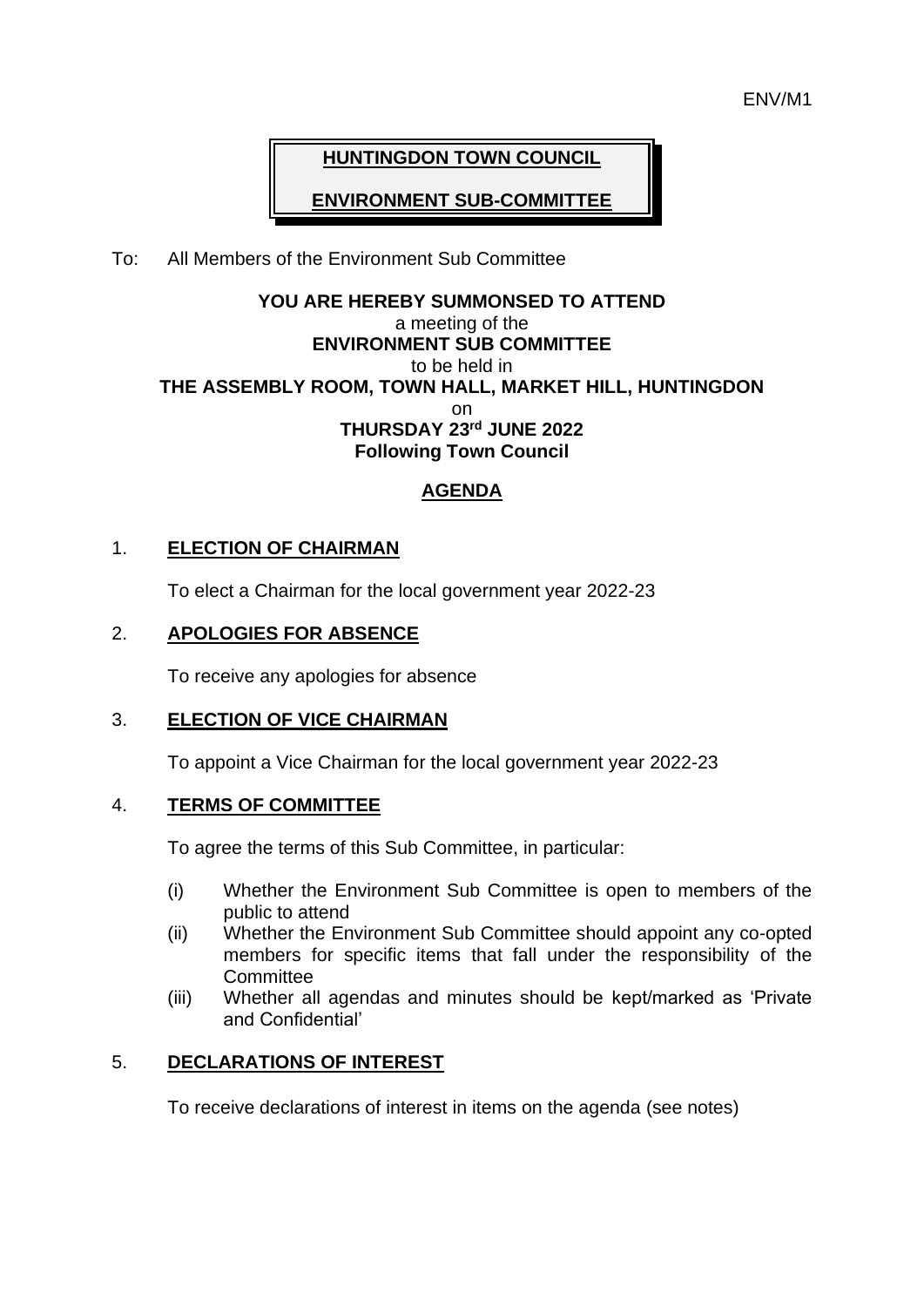ENV/M1

# HUNTINGDON TOWN COUNCIL

## ENVIRONMENT SUB-COMMITTEE

To: All Members of the Environment Sub Committee

**YOU ARE HEREBY SUMMONSED TO ATTEND**
a meeting of the
**ENVIRONMENT SUB COMMITTEE**
to be held in
**THE ASSEMBLY ROOM, TOWN HALL, MARKET HILL, HUNTINGDON**
on
**THURSDAY 23rd JUNE 2022**
**Following Town Council**

## AGENDA

### 1. ELECTION OF CHAIRMAN

To elect a Chairman for the local government year 2022-23

### 2. APOLOGIES FOR ABSENCE

To receive any apologies for absence

### 3. ELECTION OF VICE CHAIRMAN

To appoint a Vice Chairman for the local government year 2022-23

### 4. TERMS OF COMMITTEE

To agree the terms of this Sub Committee, in particular:

- (i) Whether the Environment Sub Committee is open to members of the public to attend
- (ii) Whether the Environment Sub Committee should appoint any co-opted members for specific items that fall under the responsibility of the Committee
- (iii) Whether all agendas and minutes should be kept/marked as 'Private and Confidential'

### 5. DECLARATIONS OF INTEREST

To receive declarations of interest in items on the agenda (see notes)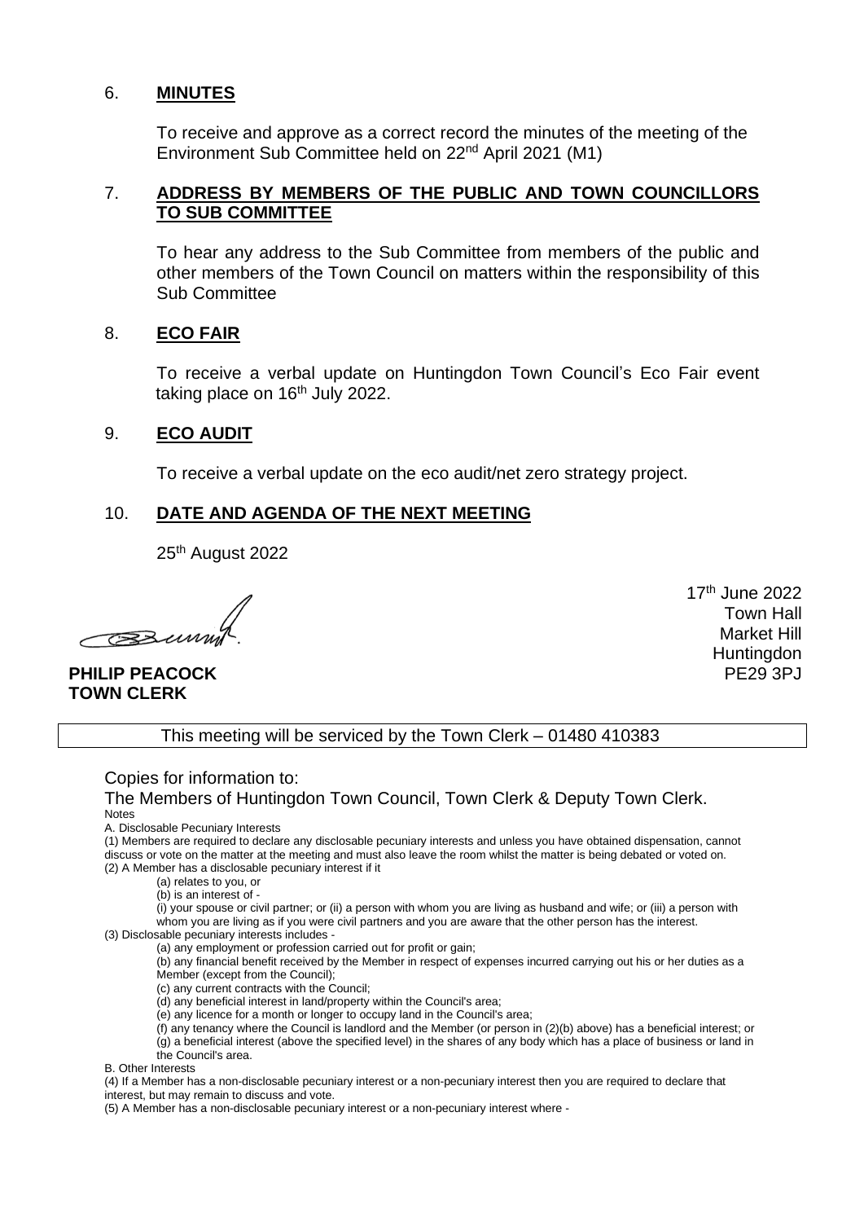6. **MINUTES**

To receive and approve as a correct record the minutes of the meeting of the Environment Sub Committee held on 22nd April 2021 (M1)

7. **ADDRESS BY MEMBERS OF THE PUBLIC AND TOWN COUNCILLORS TO SUB COMMITTEE**

To hear any address to the Sub Committee from members of the public and other members of the Town Council on matters within the responsibility of this Sub Committee

8. **ECO FAIR**

To receive a verbal update on Huntingdon Town Council's Eco Fair event taking place on 16th July 2022.

9. **ECO AUDIT**

To receive a verbal update on the eco audit/net zero strategy project.

10. **DATE AND AGENDA OF THE NEXT MEETING**

25th August 2022

17th June 2022
Town Hall
Market Hill
Huntingdon
PE29 3PJ

**PHILIP PEACOCK**
**TOWN CLERK**

This meeting will be serviced by the Town Clerk – 01480 410383

Copies for information to:

The Members of Huntingdon Town Council, Town Clerk & Deputy Town Clerk.

Notes

A. Disclosable Pecuniary Interests

(1) Members are required to declare any disclosable pecuniary interests and unless you have obtained dispensation, cannot discuss or vote on the matter at the meeting and must also leave the room whilst the matter is being debated or voted on.

(2) A Member has a disclosable pecuniary interest if it

(a) relates to you, or

(b) is an interest of -

(i) your spouse or civil partner; or (ii) a person with whom you are living as husband and wife; or (iii) a person with whom you are living as if you were civil partners and you are aware that the other person has the interest.

(3) Disclosable pecuniary interests includes -

(a) any employment or profession carried out for profit or gain;

(b) any financial benefit received by the Member in respect of expenses incurred carrying out his or her duties as a Member (except from the Council);

(c) any current contracts with the Council;

(d) any beneficial interest in land/property within the Council's area;

(e) any licence for a month or longer to occupy land in the Council's area;

(f) any tenancy where the Council is landlord and the Member (or person in (2)(b) above) has a beneficial interest; or

(g) a beneficial interest (above the specified level) in the shares of any body which has a place of business or land in the Council's area.

B. Other Interests

(4) If a Member has a non-disclosable pecuniary interest or a non-pecuniary interest then you are required to declare that interest, but may remain to discuss and vote.

(5) A Member has a non-disclosable pecuniary interest or a non-pecuniary interest where -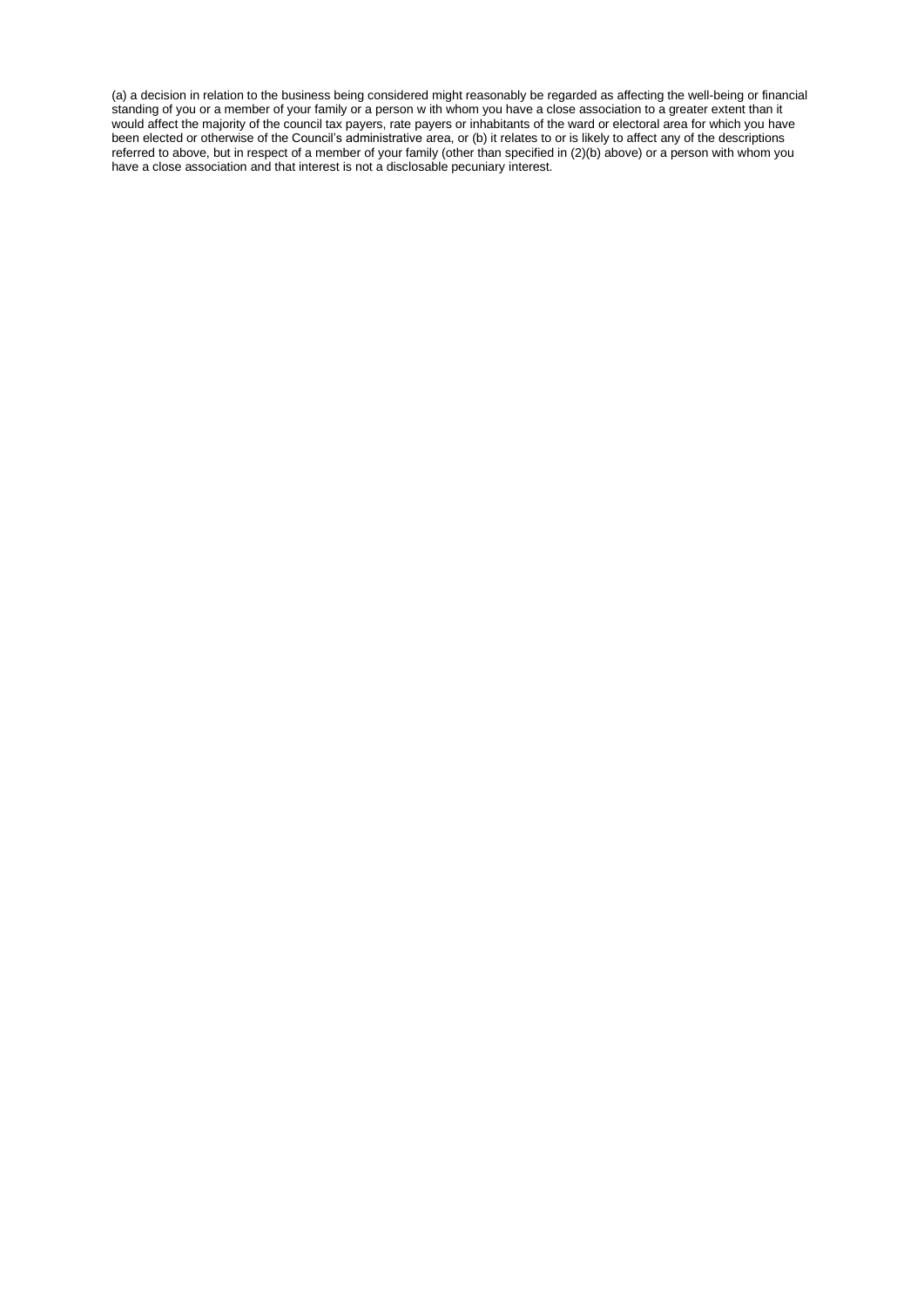(a) a decision in relation to the business being considered might reasonably be regarded as affecting the well-being or financial standing of you or a member of your family or a person w ith whom you have a close association to a greater extent than it would affect the majority of the council tax payers, rate payers or inhabitants of the ward or electoral area for which you have been elected or otherwise of the Council's administrative area, or (b) it relates to or is likely to affect any of the descriptions referred to above, but in respect of a member of your family (other than specified in (2)(b) above) or a person with whom you have a close association and that interest is not a disclosable pecuniary interest.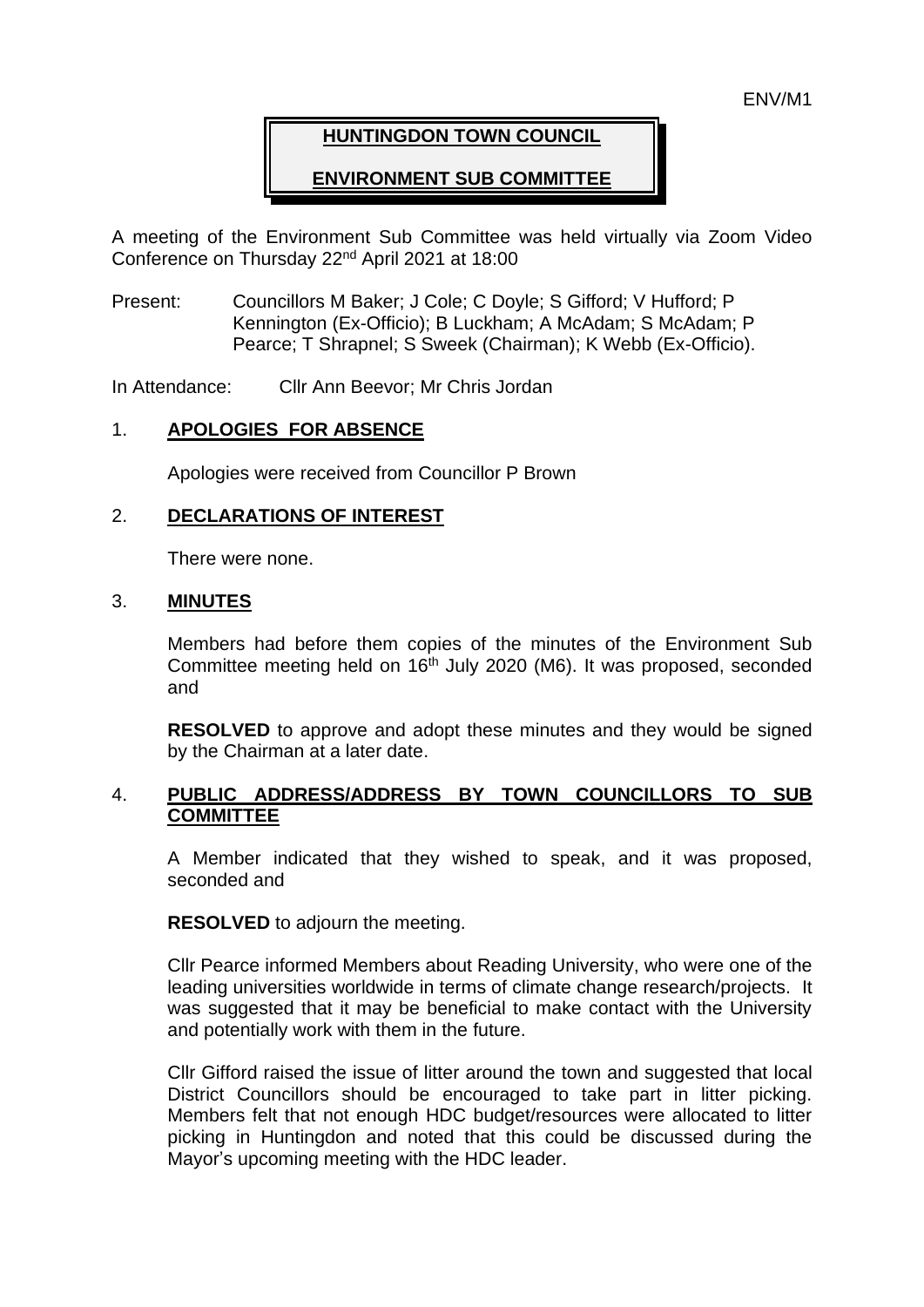ENV/M1

# HUNTINGDON TOWN COUNCIL

## ENVIRONMENT SUB COMMITTEE

A meeting of the Environment Sub Committee was held virtually via Zoom Video Conference on Thursday 22nd April 2021 at 18:00

Present: Councillors M Baker; J Cole; C Doyle; S Gifford; V Hufford; P Kennington (Ex-Officio); B Luckham; A McAdam; S McAdam; P Pearce; T Shrapnel; S Sweek (Chairman); K Webb (Ex-Officio).

In Attendance: Cllr Ann Beevor; Mr Chris Jordan

### 1. APOLOGIES FOR ABSENCE

Apologies were received from Councillor P Brown

### 2. DECLARATIONS OF INTEREST

There were none.

### 3. MINUTES

Members had before them copies of the minutes of the Environment Sub Committee meeting held on 16th July 2020 (M6). It was proposed, seconded and

**RESOLVED** to approve and adopt these minutes and they would be signed by the Chairman at a later date.

### 4. PUBLIC ADDRESS/ADDRESS BY TOWN COUNCILLORS TO SUB COMMITTEE

A Member indicated that they wished to speak, and it was proposed, seconded and

**RESOLVED** to adjourn the meeting.

Cllr Pearce informed Members about Reading University, who were one of the leading universities worldwide in terms of climate change research/projects. It was suggested that it may be beneficial to make contact with the University and potentially work with them in the future.

Cllr Gifford raised the issue of litter around the town and suggested that local District Councillors should be encouraged to take part in litter picking. Members felt that not enough HDC budget/resources were allocated to litter picking in Huntingdon and noted that this could be discussed during the Mayor's upcoming meeting with the HDC leader.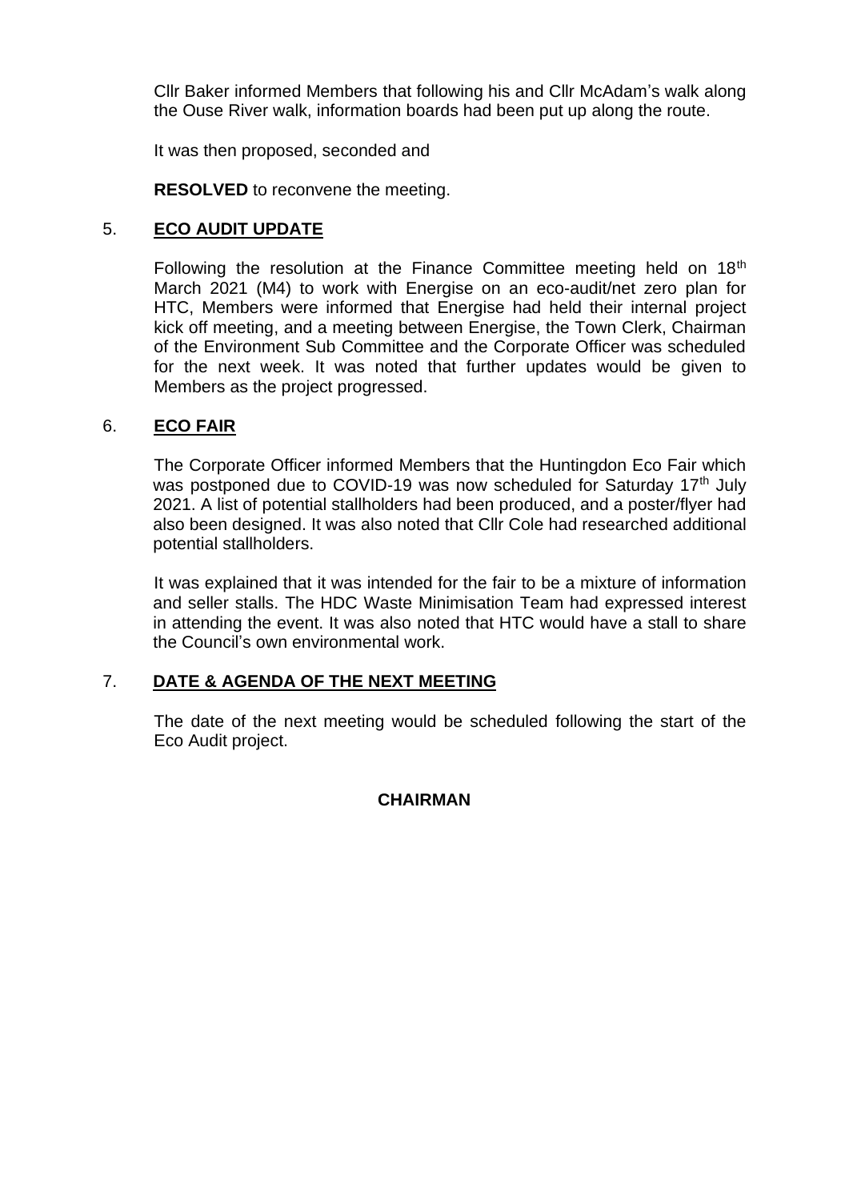Cllr Baker informed Members that following his and Cllr McAdam's walk along the Ouse River walk, information boards had been put up along the route.

It was then proposed, seconded and

**RESOLVED** to reconvene the meeting.

## 5. ECO AUDIT UPDATE

Following the resolution at the Finance Committee meeting held on 18th March 2021 (M4) to work with Energise on an eco-audit/net zero plan for HTC, Members were informed that Energise had held their internal project kick off meeting, and a meeting between Energise, the Town Clerk, Chairman of the Environment Sub Committee and the Corporate Officer was scheduled for the next week. It was noted that further updates would be given to Members as the project progressed.

## 6. ECO FAIR

The Corporate Officer informed Members that the Huntingdon Eco Fair which was postponed due to COVID-19 was now scheduled for Saturday 17th July 2021. A list of potential stallholders had been produced, and a poster/flyer had also been designed. It was also noted that Cllr Cole had researched additional potential stallholders.

It was explained that it was intended for the fair to be a mixture of information and seller stalls. The HDC Waste Minimisation Team had expressed interest in attending the event. It was also noted that HTC would have a stall to share the Council's own environmental work.

## 7. DATE & AGENDA OF THE NEXT MEETING

The date of the next meeting would be scheduled following the start of the Eco Audit project.

**CHAIRMAN**